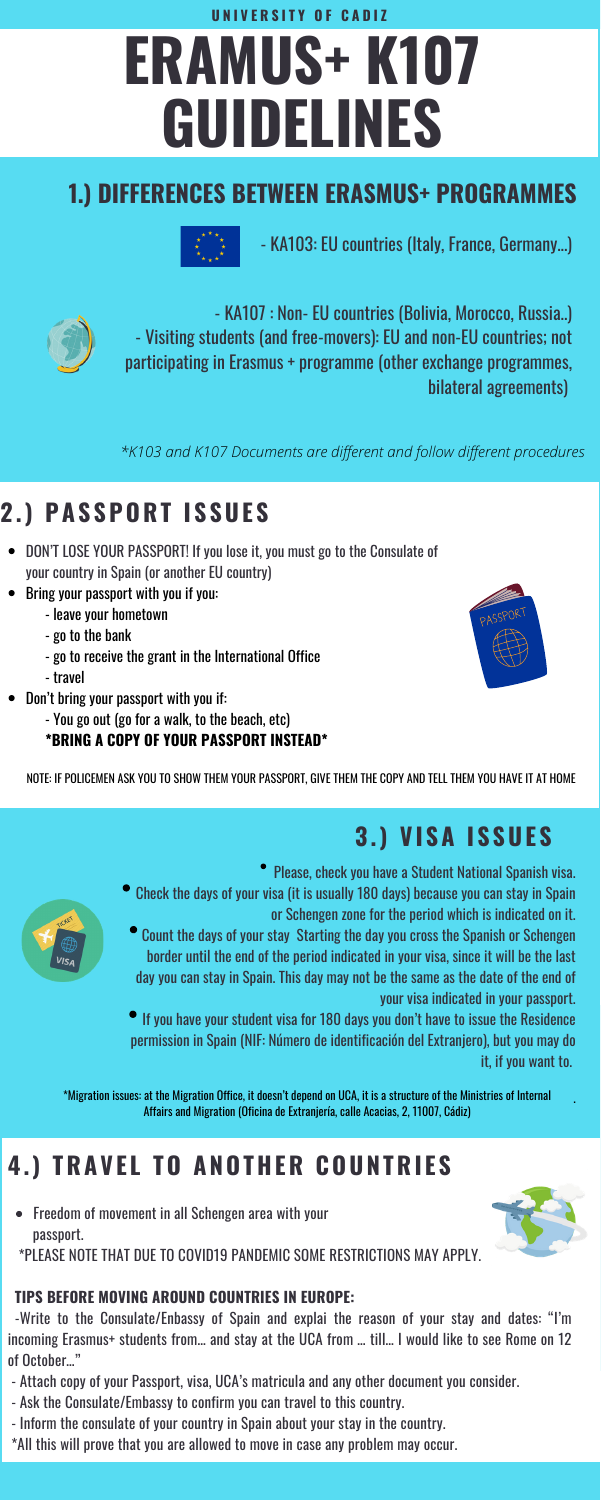UNIVERSITY OF CADIZ

# ERAMUS+ K107 GUIDELINES

## 1.) DIFFERENCES BETWEEN ERASMUS+ PROGRAMMES

- KA103: EU countries (Italy, France, Germany...)

- KA107 : Non- EU countries (Bolivia, Morocco, Russia..)
- Visiting students (and free-movers): EU and non-EU countries; not participating in Erasmus + programme (other exchange programmes, bilateral agreements)

*\*K103 and K107 Documents are different and follow different procedures*

## 2.) PASSPORT ISSUES

- DON'T LOSE YOUR PASSPORT! If you lose it, you must go to the Consulate of your country in Spain (or another EU country)
- Bring your passport with you if you:
  - leave your hometown
  - go to the bank
  - go to receive the grant in the International Office
  - travel
- Don't bring your passport with you if:
  - You go out (go for a walk, to the beach, etc)
  
  **\*BRING A COPY OF YOUR PASSPORT INSTEAD\***

NOTE: IF POLICEMEN ASK YOU TO SHOW THEM YOUR PASSPORT, GIVE THEM THE COPY AND TELL THEM YOU HAVE IT AT HOME

## 3.) VISA ISSUES

- Please, check you have a Student National Spanish visa.
- Check the days of your visa (it is usually 180 days) because you can stay in Spain or Schengen zone for the period which is indicated on it.
- Count the days of your stay Starting the day you cross the Spanish or Schengen border until the end of the period indicated in your visa, since it will be the last day you can stay in Spain. This day may not be the same as the date of the end of your visa indicated in your passport.
- If you have your student visa for 180 days you don't have to issue the Residence permission in Spain (NIF: Número de identificación del Extranjero), but you may do it, if you want to.

\*Migration issues: at the Migration Office, it doesn't depend on UCA, it is a structure of the Ministries of Internal Affairs and Migration (Oficina de Extranjería, calle Acacias, 2, 11007, Cádiz)

## 4.) TRAVEL TO ANOTHER COUNTRIES

- Freedom of movement in all Schengen area with your passport.

\*PLEASE NOTE THAT DUE TO COVID19 PANDEMIC SOME RESTRICTIONS MAY APPLY.

### TIPS BEFORE MOVING AROUND COUNTRIES IN EUROPE:

-Write to the Consulate/Enbassy of Spain and explai the reason of your stay and dates: "I'm incoming Erasmus+ students from... and stay at the UCA from ... till... I would like to see Rome on 12 of October..."

- Attach copy of your Passport, visa, UCA's matricula and any other document you consider.
- Ask the Consulate/Embassy to confirm you can travel to this country.
- Inform the consulate of your country in Spain about your stay in the country.

\*All this will prove that you are allowed to move in case any problem may occur.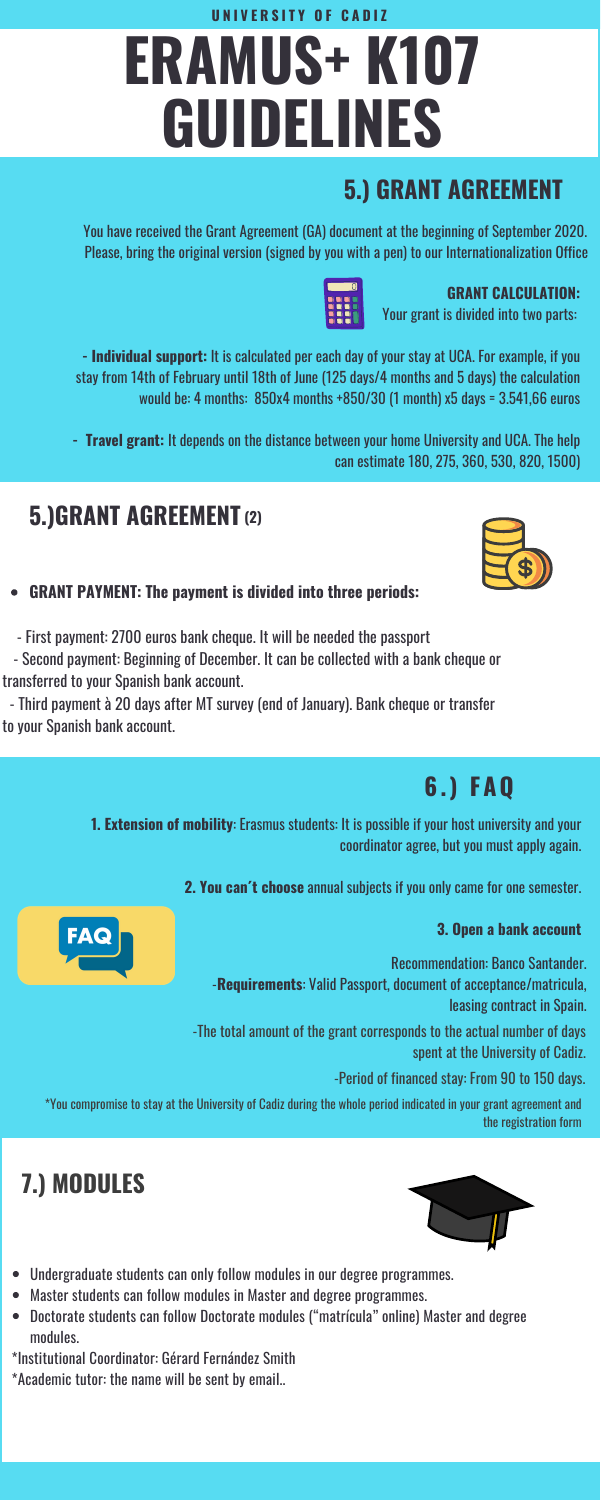UNIVERSITY OF CADIZ

# ERAMUS+ K107 GUIDELINES

## 5.) GRANT AGREEMENT

You have received the Grant Agreement (GA) document at the beginning of September 2020. Please, bring the original version (signed by you with a pen) to our Internationalization Office

**GRANT CALCULATION:**
Your grant is divided into two parts:

- **Individual support:** It is calculated per each day of your stay at UCA. For example, if you stay from 14th of February until 18th of June (125 days/4 months and 5 days) the calculation would be: 4 months: 850x4 months +850/30 (1 month) x5 days = 3.541,66 euros

- **Travel grant:** It depends on the distance between your home University and UCA. The help can estimate 180, 275, 360, 530, 820, 1500)

## 5.)GRANT AGREEMENT (2)

- **GRANT PAYMENT: The payment is divided into three periods:**

- First payment: 2700 euros bank cheque. It will be needed the passport
- Second payment: Beginning of December. It can be collected with a bank cheque or transferred to your Spanish bank account.
- Third payment à 20 days after MT survey (end of January). Bank cheque or transfer to your Spanish bank account.

## 6.) FAQ

**1. Extension of mobility**: Erasmus students: It is possible if your host university and your coordinator agree, but you must apply again.

**2. You can´t choose** annual subjects if you only came for one semester.

**3. Open a bank account**

Recommendation: Banco Santander.

-**Requirements**: Valid Passport, document of acceptance/matricula, leasing contract in Spain.

-The total amount of the grant corresponds to the actual number of days spent at the University of Cadiz.

-Period of financed stay: From 90 to 150 days.

*You compromise to stay at the University of Cadiz during the whole period indicated in your grant agreement and the registration form

## 7.) MODULES

- Undergraduate students can only follow modules in our degree programmes.
- Master students can follow modules in Master and degree programmes.
- Doctorate students can follow Doctorate modules ("matrícula" online) Master and degree modules.

*Institutional Coordinator: Gérard Fernández Smith

*Academic tutor: the name will be sent by email..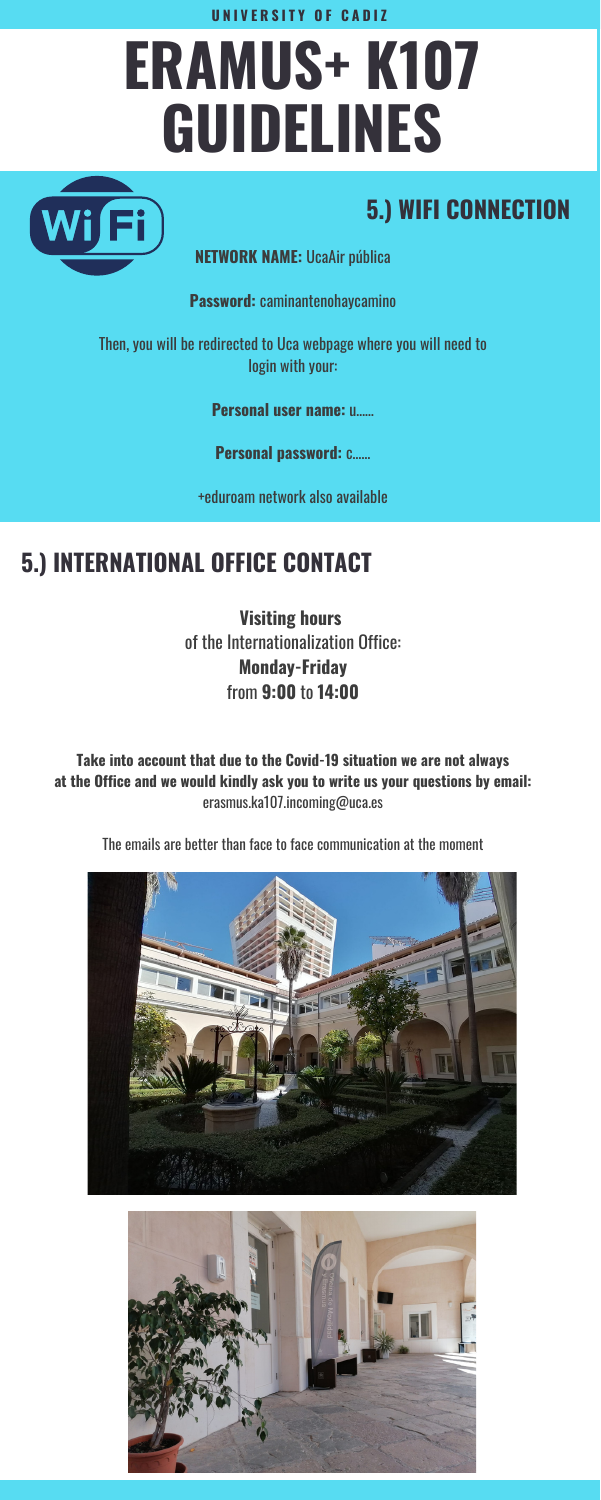UNIVERSITY OF CADIZ

# ERAMUS+ K107 GUIDELINES

## 5.) WIFI CONNECTION

**NETWORK NAME:** UcaAir pública

**Password:** caminantenohaycamino

Then, you will be redirected to Uca webpage where you will need to login with your:

**Personal user name:** u......

**Personal password:** c......

+eduroam network also available

## 5.) INTERNATIONAL OFFICE CONTACT

**Visiting hours**
of the Internationalization Office:
**Monday-Friday**
from **9:00** to **14:00**

**Take into account that due to the Covid-19 situation we are not always at the Office and we would kindly ask you to write us your questions by email:**
erasmus.ka107.incoming@uca.es

The emails are better than face to face communication at the moment